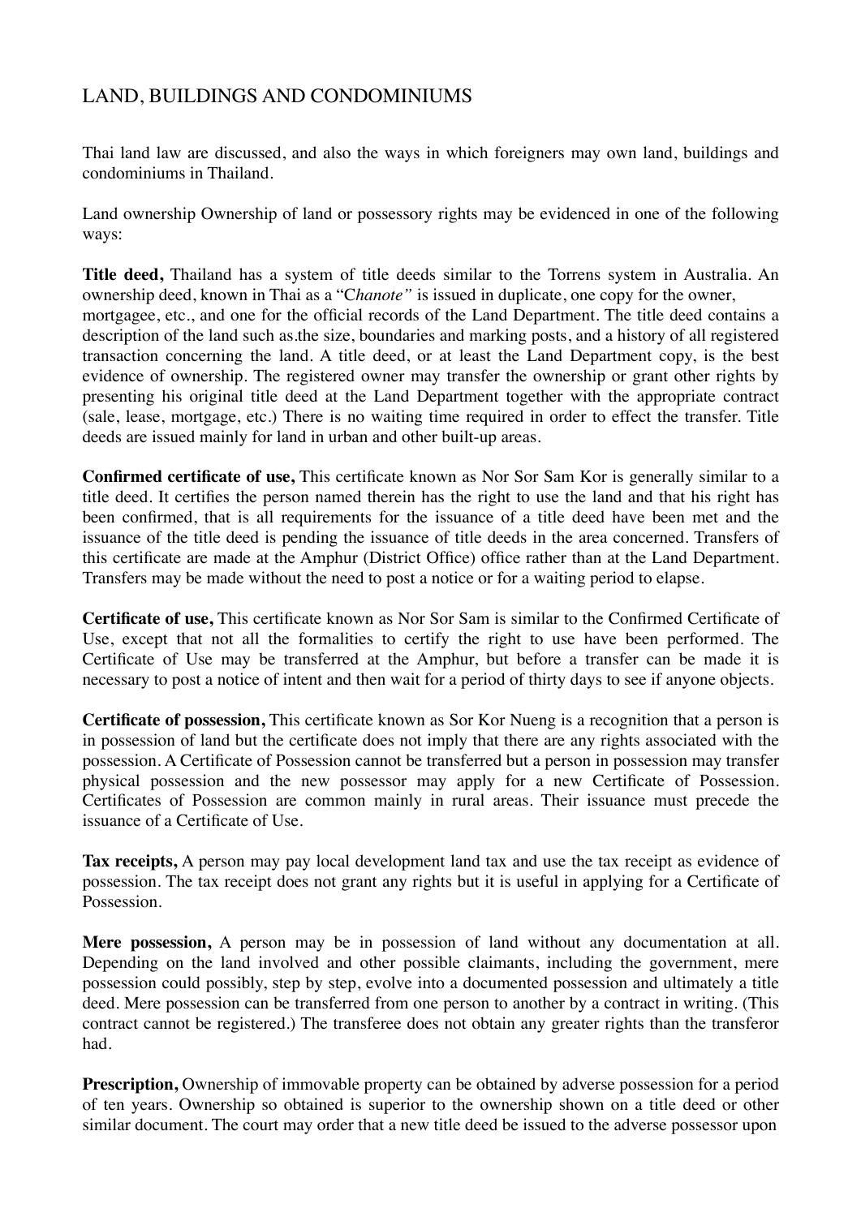# LAND, BUILDINGS AND CONDOMINIUMS

Thai land law are discussed, and also the ways in which foreigners may own land, buildings and condominiums in Thailand.

Land ownership Ownership of land or possessory rights may be evidenced in one of the following ways:

**Title deed,** Thailand has a system of title deeds similar to the Torrens system in Australia. An ownership deed, known in Thai as a "C*hanote"* is issued in duplicate, one copy for the owner, mortgagee, etc., and one for the official records of the Land Department. The title deed contains a description of the land such as.the size, boundaries and marking posts, and a history of all registered transaction concerning the land. A title deed, or at least the Land Department copy, is the best evidence of ownership. The registered owner may transfer the ownership or grant other rights by presenting his original title deed at the Land Department together with the appropriate contract (sale, lease, mortgage, etc.) There is no waiting time required in order to effect the transfer. Title deeds are issued mainly for land in urban and other built-up areas.

**Confirmed certificate of use,** This certificate known as Nor Sor Sam Kor is generally similar to a title deed. It certifies the person named therein has the right to use the land and that his right has been confirmed, that is all requirements for the issuance of a title deed have been met and the issuance of the title deed is pending the issuance of title deeds in the area concerned. Transfers of this certificate are made at the Amphur (District Office) office rather than at the Land Department. Transfers may be made without the need to post a notice or for a waiting period to elapse.

**Certificate of use,** This certificate known as Nor Sor Sam is similar to the Confirmed Certificate of Use, except that not all the formalities to certify the right to use have been performed. The Certificate of Use may be transferred at the Amphur, but before a transfer can be made it is necessary to post a notice of intent and then wait for a period of thirty days to see if anyone objects.

**Certificate of possession,** This certificate known as Sor Kor Nueng is a recognition that a person is in possession of land but the certificate does not imply that there are any rights associated with the possession. A Certificate of Possession cannot be transferred but a person in possession may transfer physical possession and the new possessor may apply for a new Certificate of Possession. Certificates of Possession are common mainly in rural areas. Their issuance must precede the issuance of a Certificate of Use.

**Tax receipts,** A person may pay local development land tax and use the tax receipt as evidence of possession. The tax receipt does not grant any rights but it is useful in applying for a Certificate of Possession.

**Mere possession,** A person may be in possession of land without any documentation at all. Depending on the land involved and other possible claimants, including the government, mere possession could possibly, step by step, evolve into a documented possession and ultimately a title deed. Mere possession can be transferred from one person to another by a contract in writing. (This contract cannot be registered.) The transferee does not obtain any greater rights than the transferor had.

**Prescription,** Ownership of immovable property can be obtained by adverse possession for a period of ten years. Ownership so obtained is superior to the ownership shown on a title deed or other similar document. The court may order that a new title deed be issued to the adverse possessor upon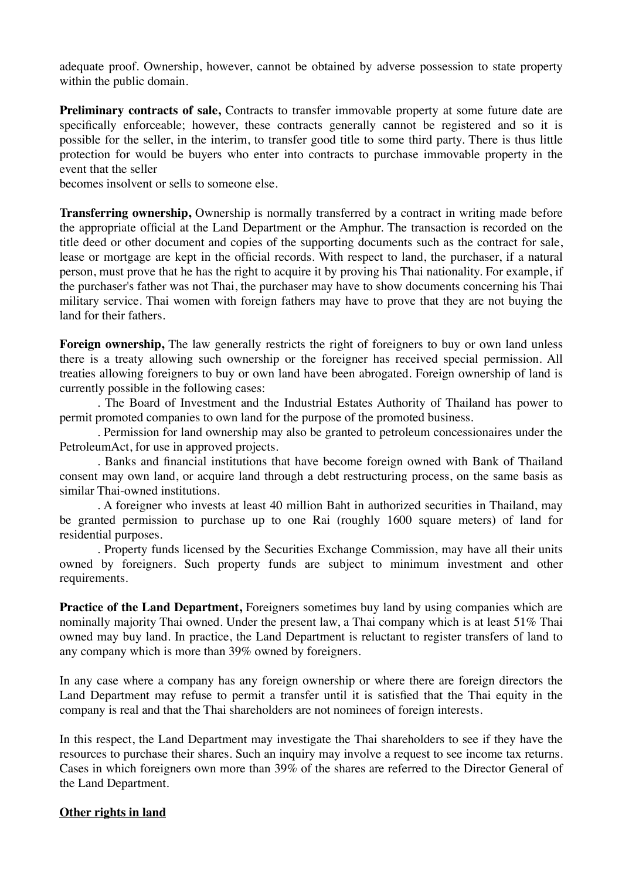adequate proof. Ownership, however, cannot be obtained by adverse possession to state property within the public domain.

**Preliminary contracts of sale,** Contracts to transfer immovable property at some future date are specifically enforceable; however, these contracts generally cannot be registered and so it is possible for the seller, in the interim, to transfer good title to some third party. There is thus little protection for would be buyers who enter into contracts to purchase immovable property in the event that the seller
becomes insolvent or sells to someone else.

**Transferring ownership,** Ownership is normally transferred by a contract in writing made before the appropriate official at the Land Department or the Amphur. The transaction is recorded on the title deed or other document and copies of the supporting documents such as the contract for sale, lease or mortgage are kept in the official records. With respect to land, the purchaser, if a natural person, must prove that he has the right to acquire it by proving his Thai nationality. For example, if the purchaser's father was not Thai, the purchaser may have to show documents concerning his Thai military service. Thai women with foreign fathers may have to prove that they are not buying the land for their fathers.

**Foreign ownership,** The law generally restricts the right of foreigners to buy or own land unless there is a treaty allowing such ownership or the foreigner has received special permission. All treaties allowing foreigners to buy or own land have been abrogated. Foreign ownership of land is currently possible in the following cases:

. The Board of Investment and the Industrial Estates Authority of Thailand has power to permit promoted companies to own land for the purpose of the promoted business.

. Permission for land ownership may also be granted to petroleum concessionaires under the PetroleumAct, for use in approved projects.

. Banks and financial institutions that have become foreign owned with Bank of Thailand consent may own land, or acquire land through a debt restructuring process, on the same basis as similar Thai-owned institutions.

. A foreigner who invests at least 40 million Baht in authorized securities in Thailand, may be granted permission to purchase up to one Rai (roughly 1600 square meters) of land for residential purposes.

. Property funds licensed by the Securities Exchange Commission, may have all their units owned by foreigners. Such property funds are subject to minimum investment and other requirements.

**Practice of the Land Department,** Foreigners sometimes buy land by using companies which are nominally majority Thai owned. Under the present law, a Thai company which is at least 51% Thai owned may buy land. In practice, the Land Department is reluctant to register transfers of land to any company which is more than 39% owned by foreigners.

In any case where a company has any foreign ownership or where there are foreign directors the Land Department may refuse to permit a transfer until it is satisfied that the Thai equity in the company is real and that the Thai shareholders are not nominees of foreign interests.

In this respect, the Land Department may investigate the Thai shareholders to see if they have the resources to purchase their shares. Such an inquiry may involve a request to see income tax returns. Cases in which foreigners own more than 39% of the shares are referred to the Director General of the Land Department.

## Other rights in land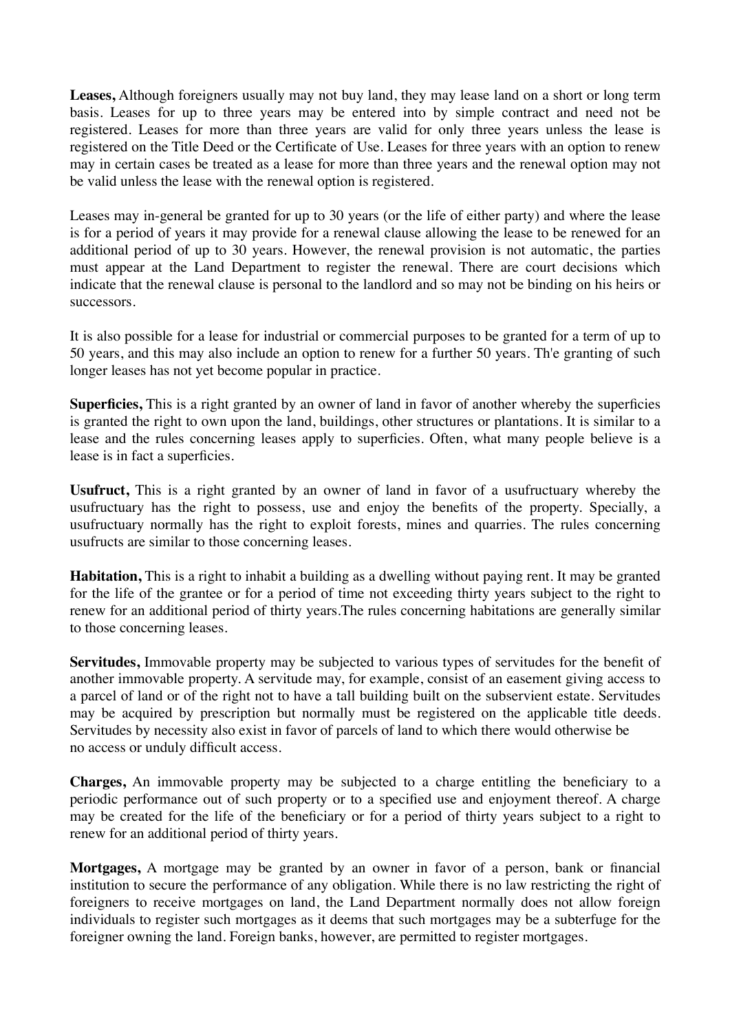**Leases,** Although foreigners usually may not buy land, they may lease land on a short or long term basis. Leases for up to three years may be entered into by simple contract and need not be registered. Leases for more than three years are valid for only three years unless the lease is registered on the Title Deed or the Certificate of Use. Leases for three years with an option to renew may in certain cases be treated as a lease for more than three years and the renewal option may not be valid unless the lease with the renewal option is registered.

Leases may in-general be granted for up to 30 years (or the life of either party) and where the lease is for a period of years it may provide for a renewal clause allowing the lease to be renewed for an additional period of up to 30 years. However, the renewal provision is not automatic, the parties must appear at the Land Department to register the renewal. There are court decisions which indicate that the renewal clause is personal to the landlord and so may not be binding on his heirs or successors.

It is also possible for a lease for industrial or commercial purposes to be granted for a term of up to 50 years, and this may also include an option to renew for a further 50 years. Th'e granting of such longer leases has not yet become popular in practice.

**Superficies,** This is a right granted by an owner of land in favor of another whereby the superficies is granted the right to own upon the land, buildings, other structures or plantations. It is similar to a lease and the rules concerning leases apply to superficies. Often, what many people believe is a lease is in fact a superficies.

**Usufruct,** This is a right granted by an owner of land in favor of a usufructuary whereby the usufructuary has the right to possess, use and enjoy the benefits of the property. Specially, a usufructuary normally has the right to exploit forests, mines and quarries. The rules concerning usufructs are similar to those concerning leases.

**Habitation,** This is a right to inhabit a building as a dwelling without paying rent. It may be granted for the life of the grantee or for a period of time not exceeding thirty years subject to the right to renew for an additional period of thirty years.The rules concerning habitations are generally similar to those concerning leases.

**Servitudes,** Immovable property may be subjected to various types of servitudes for the benefit of another immovable property. A servitude may, for example, consist of an easement giving access to a parcel of land or of the right not to have a tall building built on the subservient estate. Servitudes may be acquired by prescription but normally must be registered on the applicable title deeds. Servitudes by necessity also exist in favor of parcels of land to which there would otherwise be no access or unduly difficult access.

**Charges,** An immovable property may be subjected to a charge entitling the beneficiary to a periodic performance out of such property or to a specified use and enjoyment thereof. A charge may be created for the life of the beneficiary or for a period of thirty years subject to a right to renew for an additional period of thirty years.

**Mortgages,** A mortgage may be granted by an owner in favor of a person, bank or financial institution to secure the performance of any obligation. While there is no law restricting the right of foreigners to receive mortgages on land, the Land Department normally does not allow foreign individuals to register such mortgages as it deems that such mortgages may be a subterfuge for the foreigner owning the land. Foreign banks, however, are permitted to register mortgages.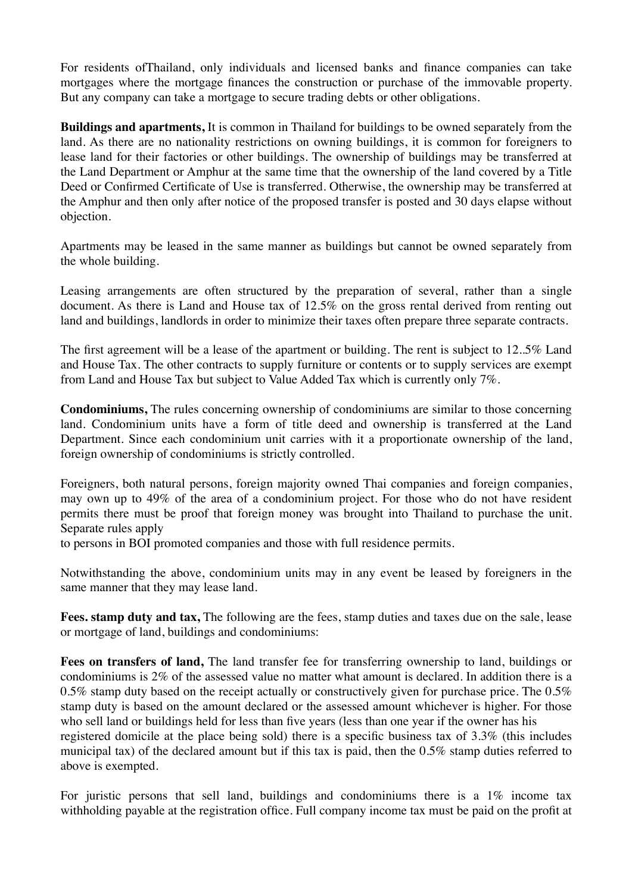For residents ofThailand, only individuals and licensed banks and finance companies can take mortgages where the mortgage finances the construction or purchase of the immovable property. But any company can take a mortgage to secure trading debts or other obligations.

**Buildings and apartments,** It is common in Thailand for buildings to be owned separately from the land. As there are no nationality restrictions on owning buildings, it is common for foreigners to lease land for their factories or other buildings. The ownership of buildings may be transferred at the Land Department or Amphur at the same time that the ownership of the land covered by a Title Deed or Confirmed Certificate of Use is transferred. Otherwise, the ownership may be transferred at the Amphur and then only after notice of the proposed transfer is posted and 30 days elapse without objection.

Apartments may be leased in the same manner as buildings but cannot be owned separately from the whole building.

Leasing arrangements are often structured by the preparation of several, rather than a single document. As there is Land and House tax of 12.5% on the gross rental derived from renting out land and buildings, landlords in order to minimize their taxes often prepare three separate contracts.

The first agreement will be a lease of the apartment or building. The rent is subject to 12..5% Land and House Tax. The other contracts to supply furniture or contents or to supply services are exempt from Land and House Tax but subject to Value Added Tax which is currently only 7%.

**Condominiums,** The rules concerning ownership of condominiums are similar to those concerning land. Condominium units have a form of title deed and ownership is transferred at the Land Department. Since each condominium unit carries with it a proportionate ownership of the land, foreign ownership of condominiums is strictly controlled.

Foreigners, both natural persons, foreign majority owned Thai companies and foreign companies, may own up to 49% of the area of a condominium project. For those who do not have resident permits there must be proof that foreign money was brought into Thailand to purchase the unit. Separate rules apply
to persons in BOI promoted companies and those with full residence permits.

Notwithstanding the above, condominium units may in any event be leased by foreigners in the same manner that they may lease land.

**Fees. stamp duty and tax,** The following are the fees, stamp duties and taxes due on the sale, lease or mortgage of land, buildings and condominiums:

**Fees on transfers of land,** The land transfer fee for transferring ownership to land, buildings or condominiums is 2% of the assessed value no matter what amount is declared. In addition there is a 0.5% stamp duty based on the receipt actually or constructively given for purchase price. The 0.5% stamp duty is based on the amount declared or the assessed amount whichever is higher. For those who sell land or buildings held for less than five years (less than one year if the owner has his registered domicile at the place being sold) there is a specific business tax of 3.3% (this includes municipal tax) of the declared amount but if this tax is paid, then the 0.5% stamp duties referred to above is exempted.

For juristic persons that sell land, buildings and condominiums there is a 1% income tax withholding payable at the registration office. Full company income tax must be paid on the profit at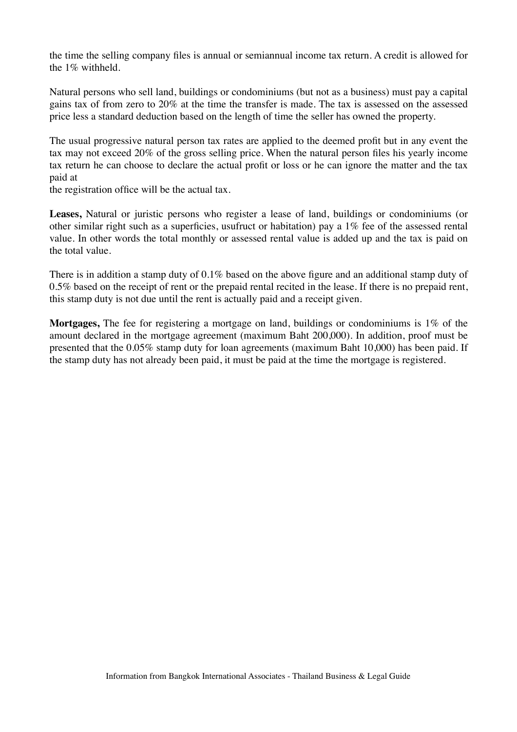the time the selling company files is annual or semiannual income tax return. A credit is allowed for the 1% withheld.

Natural persons who sell land, buildings or condominiums (but not as a business) must pay a capital gains tax of from zero to 20% at the time the transfer is made. The tax is assessed on the assessed price less a standard deduction based on the length of time the seller has owned the property.

The usual progressive natural person tax rates are applied to the deemed profit but in any event the tax may not exceed 20% of the gross selling price. When the natural person files his yearly income tax return he can choose to declare the actual profit or loss or he can ignore the matter and the tax paid at
the registration office will be the actual tax.

**Leases,** Natural or juristic persons who register a lease of land, buildings or condominiums (or other similar right such as a superficies, usufruct or habitation) pay a 1% fee of the assessed rental value. In other words the total monthly or assessed rental value is added up and the tax is paid on the total value.

There is in addition a stamp duty of 0.1% based on the above figure and an additional stamp duty of 0.5% based on the receipt of rent or the prepaid rental recited in the lease. If there is no prepaid rent, this stamp duty is not due until the rent is actually paid and a receipt given.

**Mortgages,** The fee for registering a mortgage on land, buildings or condominiums is 1% of the amount declared in the mortgage agreement (maximum Baht 200,000). In addition, proof must be presented that the 0.05% stamp duty for loan agreements (maximum Baht 10,000) has been paid. If the stamp duty has not already been paid, it must be paid at the time the mortgage is registered.